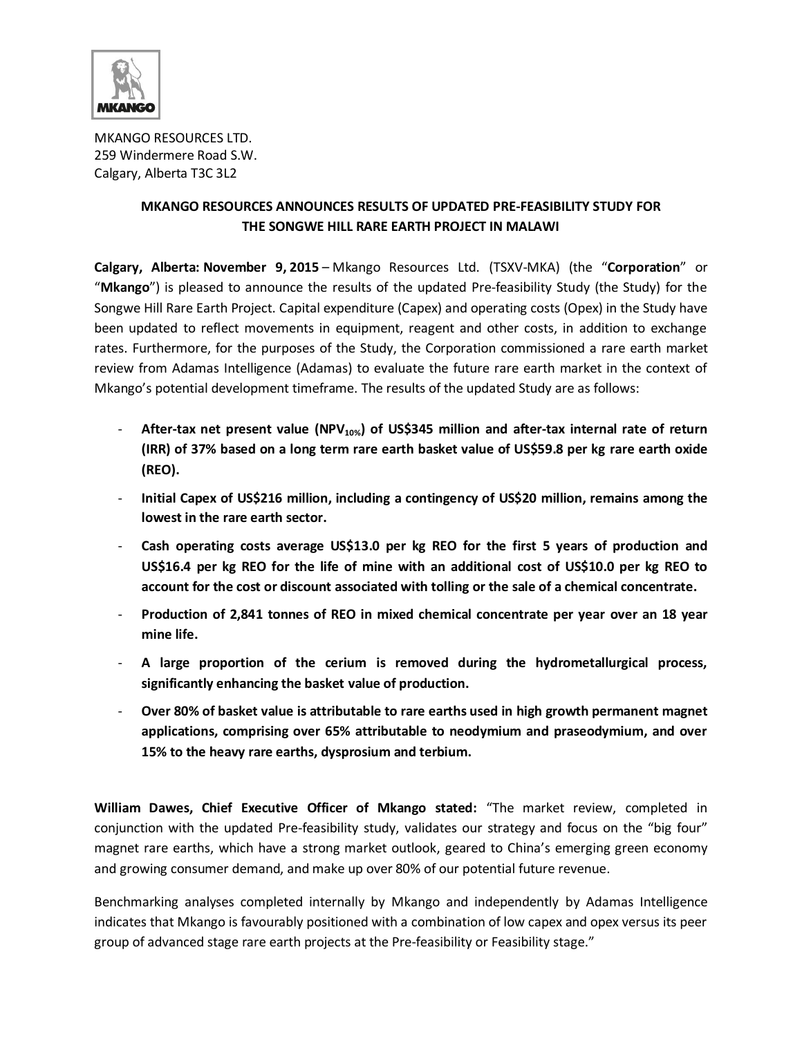MKANGO RESOURCES LTD.
259 Windermere Road S.W.
Calgary, Alberta T3C 3L2

# MKANGO RESOURCES ANNOUNCES RESULTS OF UPDATED PRE-FEASIBILITY STUDY FOR THE SONGWE HILL RARE EARTH PROJECT IN MALAWI

**Calgary, Alberta: November 9, 2015** – Mkango Resources Ltd. (TSXV-MKA) (the "**Corporation**" or "**Mkango**") is pleased to announce the results of the updated Pre-feasibility Study (the Study) for the Songwe Hill Rare Earth Project. Capital expenditure (Capex) and operating costs (Opex) in the Study have been updated to reflect movements in equipment, reagent and other costs, in addition to exchange rates. Furthermore, for the purposes of the Study, the Corporation commissioned a rare earth market review from Adamas Intelligence (Adamas) to evaluate the future rare earth market in the context of Mkango's potential development timeframe. The results of the updated Study are as follows:

- **After-tax net present value ($NPV_{10\%}$) of US$345 million and after-tax internal rate of return (IRR) of 37% based on a long term rare earth basket value of US$59.8 per kg rare earth oxide (REO).**
- **Initial Capex of US$216 million, including a contingency of US$20 million, remains among the lowest in the rare earth sector.**
- **Cash operating costs average US$13.0 per kg REO for the first 5 years of production and US$16.4 per kg REO for the life of mine with an additional cost of US$10.0 per kg REO to account for the cost or discount associated with tolling or the sale of a chemical concentrate.**
- **Production of 2,841 tonnes of REO in mixed chemical concentrate per year over an 18 year mine life.**
- **A large proportion of the cerium is removed during the hydrometallurgical process, significantly enhancing the basket value of production.**
- **Over 80% of basket value is attributable to rare earths used in high growth permanent magnet applications, comprising over 65% attributable to neodymium and praseodymium, and over 15% to the heavy rare earths, dysprosium and terbium.**

**William Dawes, Chief Executive Officer of Mkango stated:** "The market review, completed in conjunction with the updated Pre-feasibility study, validates our strategy and focus on the "big four" magnet rare earths, which have a strong market outlook, geared to China's emerging green economy and growing consumer demand, and make up over 80% of our potential future revenue.

Benchmarking analyses completed internally by Mkango and independently by Adamas Intelligence indicates that Mkango is favourably positioned with a combination of low capex and opex versus its peer group of advanced stage rare earth projects at the Pre-feasibility or Feasibility stage."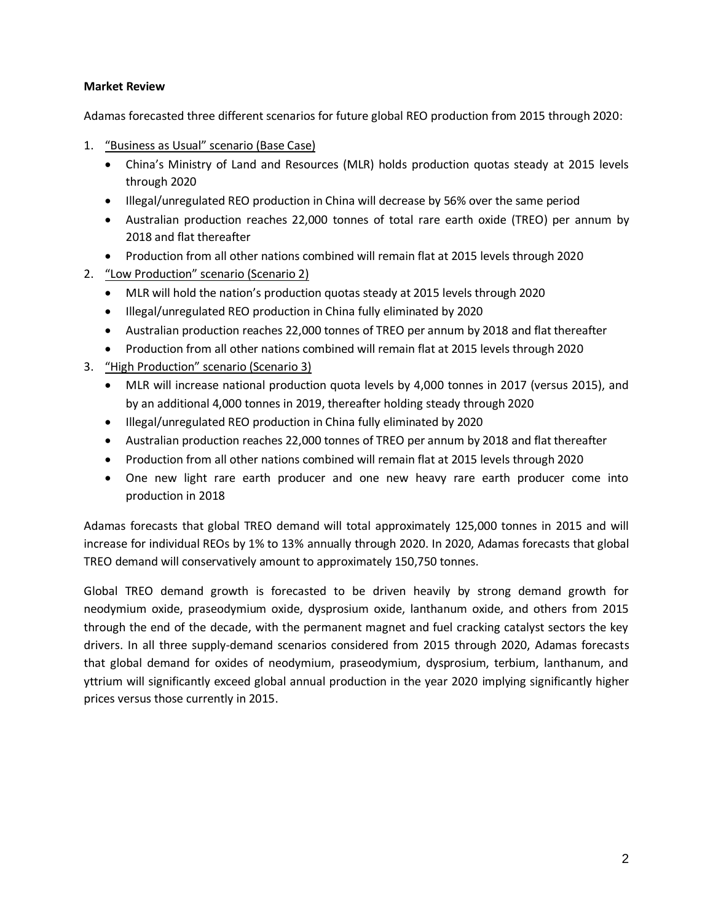**Market Review**

Adamas forecasted three different scenarios for future global REO production from 2015 through 2020:

1. "Business as Usual" scenario (Base Case)
   - China's Ministry of Land and Resources (MLR) holds production quotas steady at 2015 levels through 2020
   - Illegal/unregulated REO production in China will decrease by 56% over the same period
   - Australian production reaches 22,000 tonnes of total rare earth oxide (TREO) per annum by 2018 and flat thereafter
   - Production from all other nations combined will remain flat at 2015 levels through 2020
2. "Low Production" scenario (Scenario 2)
   - MLR will hold the nation's production quotas steady at 2015 levels through 2020
   - Illegal/unregulated REO production in China fully eliminated by 2020
   - Australian production reaches 22,000 tonnes of TREO per annum by 2018 and flat thereafter
   - Production from all other nations combined will remain flat at 2015 levels through 2020
3. "High Production" scenario (Scenario 3)
   - MLR will increase national production quota levels by 4,000 tonnes in 2017 (versus 2015), and by an additional 4,000 tonnes in 2019, thereafter holding steady through 2020
   - Illegal/unregulated REO production in China fully eliminated by 2020
   - Australian production reaches 22,000 tonnes of TREO per annum by 2018 and flat thereafter
   - Production from all other nations combined will remain flat at 2015 levels through 2020
   - One new light rare earth producer and one new heavy rare earth producer come into production in 2018

Adamas forecasts that global TREO demand will total approximately 125,000 tonnes in 2015 and will increase for individual REOs by 1% to 13% annually through 2020. In 2020, Adamas forecasts that global TREO demand will conservatively amount to approximately 150,750 tonnes.

Global TREO demand growth is forecasted to be driven heavily by strong demand growth for neodymium oxide, praseodymium oxide, dysprosium oxide, lanthanum oxide, and others from 2015 through the end of the decade, with the permanent magnet and fuel cracking catalyst sectors the key drivers. In all three supply-demand scenarios considered from 2015 through 2020, Adamas forecasts that global demand for oxides of neodymium, praseodymium, dysprosium, terbium, lanthanum, and yttrium will significantly exceed global annual production in the year 2020 implying significantly higher prices versus those currently in 2015.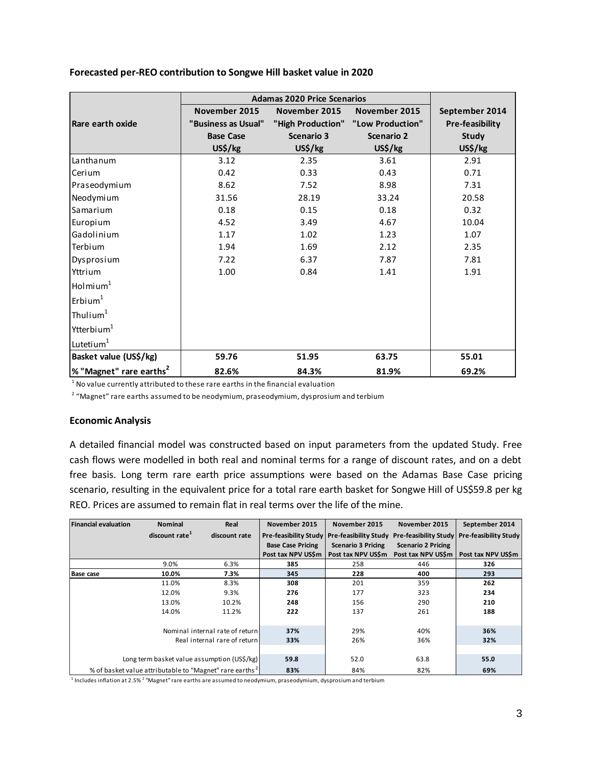**Forecasted per-REO contribution to Songwe Hill basket value in 2020**

| Rare earth oxide | Adamas 2020 Price Scenarios | | | |
|---|---|---|---|---|
| | November 2015 "Business as Usual" Base Case US$/kg | November 2015 "High Production" Scenario 3 US$/kg | November 2015 "Low Production" Scenario 2 US$/kg | September 2014 Pre-feasibility Study US$/kg |
| Lanthanum | 3.12 | 2.35 | 3.61 | 2.91 |
| Cerium | 0.42 | 0.33 | 0.43 | 0.71 |
| Praseodymium | 8.62 | 7.52 | 8.98 | 7.31 |
| Neodymium | 31.56 | 28.19 | 33.24 | 20.58 |
| Samarium | 0.18 | 0.15 | 0.18 | 0.32 |
| Europium | 4.52 | 3.49 | 4.67 | 10.04 |
| Gadolinium | 1.17 | 1.02 | 1.23 | 1.07 |
| Terbium | 1.94 | 1.69 | 2.12 | 2.35 |
| Dysprosium | 7.22 | 6.37 | 7.87 | 7.81 |
| Yttrium | 1.00 | 0.84 | 1.41 | 1.91 |
| Holmium[1] | | | | |
| Erbium[1] | | | | |
| Thulium[1] | | | | |
| Ytterbium[1] | | | | |
| Lutetium[1] | | | | |
| **Basket value (US$/kg)** | **59.76** | **51.95** | **63.75** | **55.01** |
| **% "Magnet" rare earths[2]** | **82.6%** | **84.3%** | **81.9%** | **69.2%** |

[1] No value currently attributed to these rare earths in the financial evaluation

[2] "Magnet" rare earths assumed to be neodymium, praseodymium, dysprosium and terbium

**Economic Analysis**

A detailed financial model was constructed based on input parameters from the updated Study. Free cash flows were modelled in both real and nominal terms for a range of discount rates, and on a debt free basis. Long term rare earth price assumptions were based on the Adamas Base Case pricing scenario, resulting in the equivalent price for a total rare earth basket for Songwe Hill of US$59.8 per kg REO. Prices are assumed to remain flat in real terms over the life of the mine.

| Financial evaluation | Nominal discount rate[1] | Real discount rate | November 2015 Pre-feasibility Study Base Case Pricing Post tax NPV US$m | November 2015 Pre-feasibility Study Scenario 3 Pricing Post tax NPV US$m | November 2015 Pre-feasibility Study Scenario 2 Pricing Post tax NPV US$m | September 2014 Pre-feasibility Study Post tax NPV US$m |
|---|---|---|---|---|---|---|
| | 9.0% | 6.3% | **385** | 258 | 446 | **326** |
| **Base case** | **10.0%** | **7.3%** | **345** | **228** | **400** | **293** |
| | 11.0% | 8.3% | **308** | 201 | 359 | **262** |
| | 12.0% | 9.3% | **276** | 177 | 323 | **234** |
| | 13.0% | 10.2% | **248** | 156 | 290 | **210** |
| | 14.0% | 11.2% | **222** | 137 | 261 | **188** |
| | | Nominal internal rate of return | **37%** | 29% | 40% | **36%** |
| | | Real internal rare of return | **33%** | 26% | 36% | **32%** |
| | | Long term basket value assumption (US$/kg) | **59.8** | 52.0 | 63.8 | **55.0** |
| | | % of basket value attributable to "Magnet" rare earths[2] | **83%** | 84% | 82% | **69%** |

[1] Includes inflation at 2.5% [2] "Magnet" rare earths are assumed to be neodymium, praseodymium, dysprosium and terbium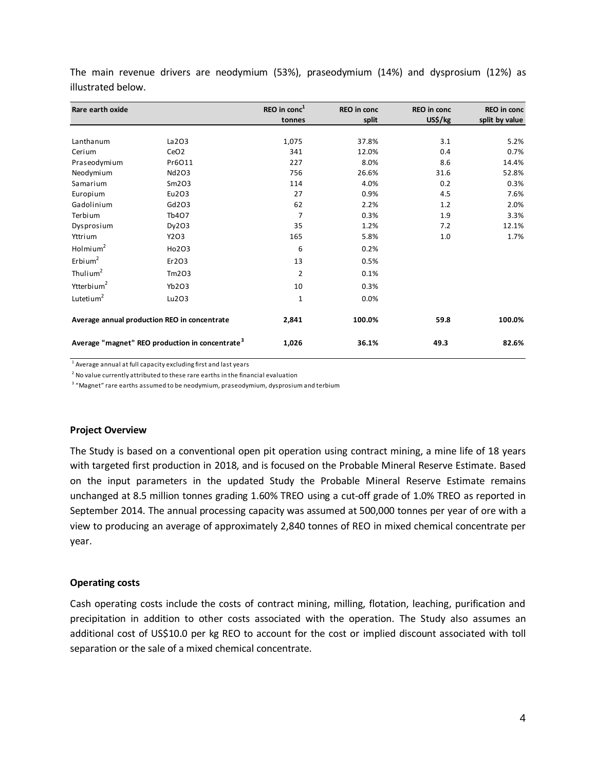The main revenue drivers are neodymium (53%), praseodymium (14%) and dysprosium (12%) as illustrated below.

| Rare earth oxide | | REO in conc[1] tonnes | REO in conc split | REO in conc US$/kg | REO in conc split by value |
|---|---|---|---|---|---|
| Lanthanum | $La_2O_3$ | 1,075 | 37.8% | 3.1 | 5.2% |
| Cerium | $CeO_2$ | 341 | 12.0% | 0.4 | 0.7% |
| Praseodymium | $Pr_6O_{11}$ | 227 | 8.0% | 8.6 | 14.4% |
| Neodymium | $Nd_2O_3$ | 756 | 26.6% | 31.6 | 52.8% |
| Samarium | $Sm_2O_3$ | 114 | 4.0% | 0.2 | 0.3% |
| Europium | $Eu_2O_3$ | 27 | 0.9% | 4.5 | 7.6% |
| Gadolinium | $Gd_2O_3$ | 62 | 2.2% | 1.2 | 2.0% |
| Terbium | $Tb_4O_7$ | 7 | 0.3% | 1.9 | 3.3% |
| Dysprosium | $Dy_2O_3$ | 35 | 1.2% | 7.2 | 12.1% |
| Yttrium | $Y_2O_3$ | 165 | 5.8% | 1.0 | 1.7% |
| Holmium[2] | $Ho_2O_3$ | 6 | 0.2% | | |
| Erbium[2] | $Er_2O_3$ | 13 | 0.5% | | |
| Thulium[2] | $Tm_2O_3$ | 2 | 0.1% | | |
| Ytterbium[2] | $Yb_2O_3$ | 10 | 0.3% | | |
| Lutetium[2] | $Lu_2O_3$ | 1 | 0.0% | | |
| **Average annual production REO in concentrate** | | **2,841** | **100.0%** | **59.8** | **100.0%** |
| **Average "magnet" REO production in concentrate[3]** | | **1,026** | **36.1%** | **49.3** | **82.6%** |

[1] Average annual at full capacity excluding first and last years

[2] No value currently attributed to these rare earths in the financial evaluation

[3] "Magnet" rare earths assumed to be neodymium, praseodymium, dysprosium and terbium

### Project Overview

The Study is based on a conventional open pit operation using contract mining, a mine life of 18 years with targeted first production in 2018, and is focused on the Probable Mineral Reserve Estimate. Based on the input parameters in the updated Study the Probable Mineral Reserve Estimate remains unchanged at 8.5 million tonnes grading 1.60% TREO using a cut-off grade of 1.0% TREO as reported in September 2014. The annual processing capacity was assumed at 500,000 tonnes per year of ore with a view to producing an average of approximately 2,840 tonnes of REO in mixed chemical concentrate per year.

### Operating costs

Cash operating costs include the costs of contract mining, milling, flotation, leaching, purification and precipitation in addition to other costs associated with the operation. The Study also assumes an additional cost of US$10.0 per kg REO to account for the cost or implied discount associated with toll separation or the sale of a mixed chemical concentrate.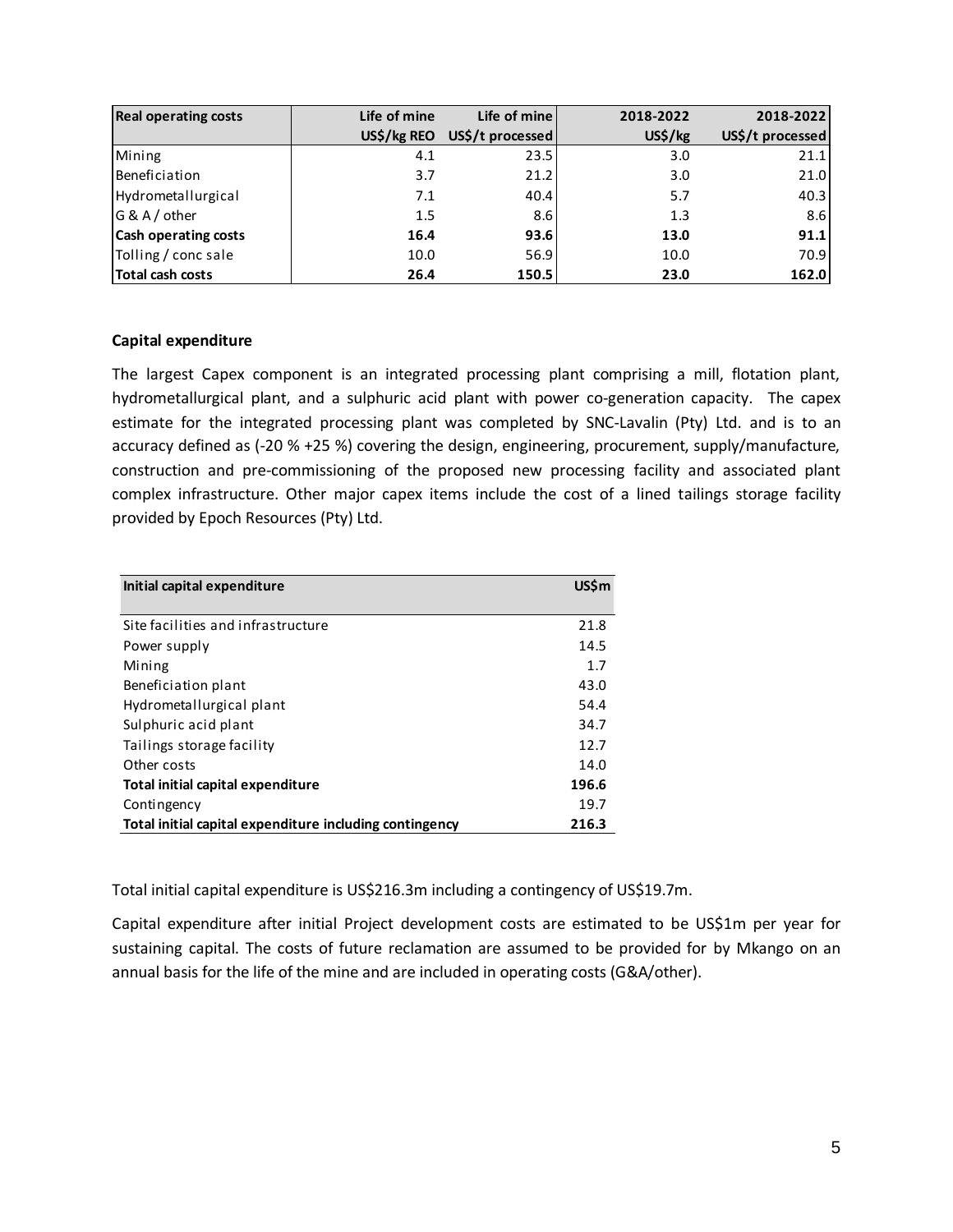| Real operating costs | Life of mine US$/kg REO | Life of mine US$/t processed | 2018-2022 US$/kg | 2018-2022 US$/t processed |
|---|---|---|---|---|
| Mining | 4.1 | 23.5 | 3.0 | 21.1 |
| Beneficiation | 3.7 | 21.2 | 3.0 | 21.0 |
| Hydrometallurgical | 7.1 | 40.4 | 5.7 | 40.3 |
| G & A / other | 1.5 | 8.6 | 1.3 | 8.6 |
| **Cash operating costs** | **16.4** | **93.6** | **13.0** | **91.1** |
| Tolling / conc sale | 10.0 | 56.9 | 10.0 | 70.9 |
| **Total cash costs** | **26.4** | **150.5** | **23.0** | **162.0** |

**Capital expenditure**

The largest Capex component is an integrated processing plant comprising a mill, flotation plant, hydrometallurgical plant, and a sulphuric acid plant with power co-generation capacity. The capex estimate for the integrated processing plant was completed by SNC-Lavalin (Pty) Ltd. and is to an accuracy defined as (-20 % +25 %) covering the design, engineering, procurement, supply/manufacture, construction and pre-commissioning of the proposed new processing facility and associated plant complex infrastructure. Other major capex items include the cost of a lined tailings storage facility provided by Epoch Resources (Pty) Ltd.

| Initial capital expenditure | US$m |
|---|---|
| Site facilities and infrastructure | 21.8 |
| Power supply | 14.5 |
| Mining | 1.7 |
| Beneficiation plant | 43.0 |
| Hydrometallurgical plant | 54.4 |
| Sulphuric acid plant | 34.7 |
| Tailings storage facility | 12.7 |
| Other costs | 14.0 |
| **Total initial capital expenditure** | **196.6** |
| Contingency | 19.7 |
| **Total initial capital expenditure including contingency** | **216.3** |

Total initial capital expenditure is US$216.3m including a contingency of US$19.7m.

Capital expenditure after initial Project development costs are estimated to be US$1m per year for sustaining capital. The costs of future reclamation are assumed to be provided for by Mkango on an annual basis for the life of the mine and are included in operating costs (G&A/other).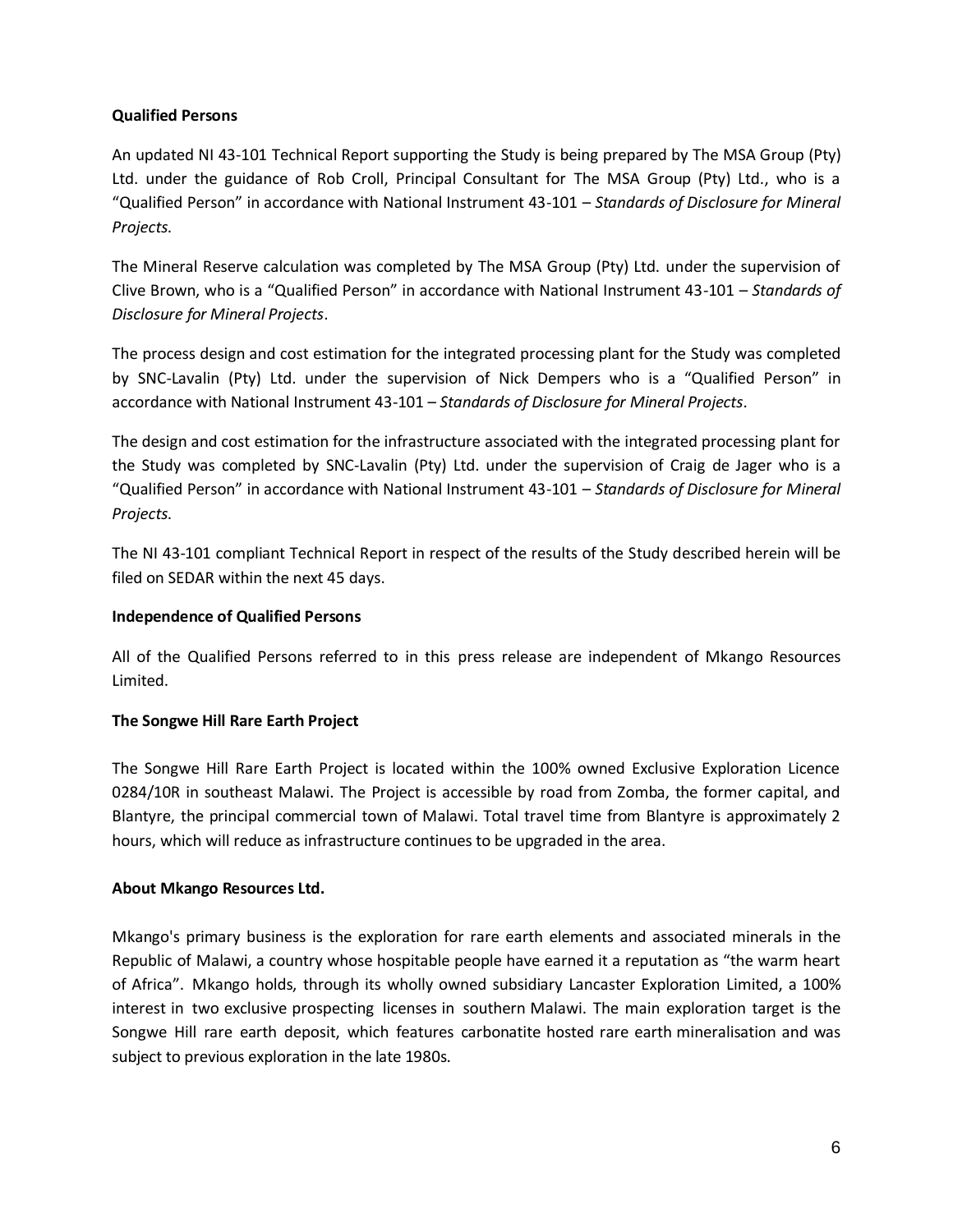**Qualified Persons**

An updated NI 43-101 Technical Report supporting the Study is being prepared by The MSA Group (Pty) Ltd. under the guidance of Rob Croll, Principal Consultant for The MSA Group (Pty) Ltd., who is a "Qualified Person" in accordance with National Instrument 43-101 – *Standards of Disclosure for Mineral Projects.*

The Mineral Reserve calculation was completed by The MSA Group (Pty) Ltd. under the supervision of Clive Brown, who is a "Qualified Person" in accordance with National Instrument 43-101 – *Standards of Disclosure for Mineral Projects*.

The process design and cost estimation for the integrated processing plant for the Study was completed by SNC-Lavalin (Pty) Ltd. under the supervision of Nick Dempers who is a "Qualified Person" in accordance with National Instrument 43-101 – *Standards of Disclosure for Mineral Projects*.

The design and cost estimation for the infrastructure associated with the integrated processing plant for the Study was completed by SNC-Lavalin (Pty) Ltd. under the supervision of Craig de Jager who is a "Qualified Person" in accordance with National Instrument 43-101 – *Standards of Disclosure for Mineral Projects.*

The NI 43-101 compliant Technical Report in respect of the results of the Study described herein will be filed on SEDAR within the next 45 days.

**Independence of Qualified Persons**

All of the Qualified Persons referred to in this press release are independent of Mkango Resources Limited.

**The Songwe Hill Rare Earth Project**

The Songwe Hill Rare Earth Project is located within the 100% owned Exclusive Exploration Licence 0284/10R in southeast Malawi. The Project is accessible by road from Zomba, the former capital, and Blantyre, the principal commercial town of Malawi. Total travel time from Blantyre is approximately 2 hours, which will reduce as infrastructure continues to be upgraded in the area.

**About Mkango Resources Ltd.**

Mkango's primary business is the exploration for rare earth elements and associated minerals in the Republic of Malawi, a country whose hospitable people have earned it a reputation as "the warm heart of Africa". Mkango holds, through its wholly owned subsidiary Lancaster Exploration Limited, a 100% interest in two exclusive prospecting licenses in southern Malawi. The main exploration target is the Songwe Hill rare earth deposit, which features carbonatite hosted rare earth mineralisation and was subject to previous exploration in the late 1980s.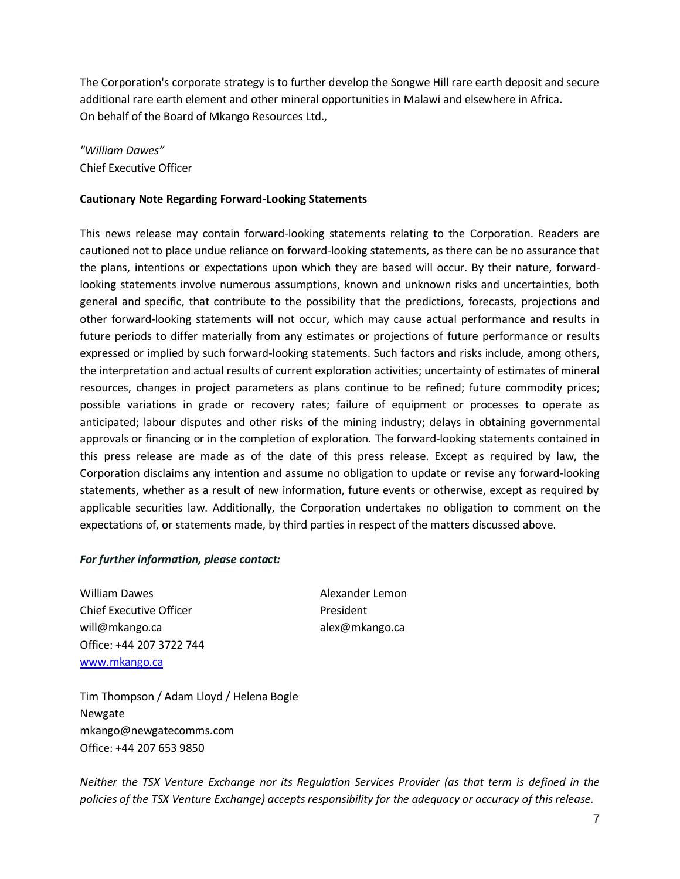The Corporation's corporate strategy is to further develop the Songwe Hill rare earth deposit and secure additional rare earth element and other mineral opportunities in Malawi and elsewhere in Africa.
On behalf of the Board of Mkango Resources Ltd.,

*"William Dawes"*
Chief Executive Officer

**Cautionary Note Regarding Forward-Looking Statements**

This news release may contain forward-looking statements relating to the Corporation. Readers are cautioned not to place undue reliance on forward-looking statements, as there can be no assurance that the plans, intentions or expectations upon which they are based will occur. By their nature, forward-looking statements involve numerous assumptions, known and unknown risks and uncertainties, both general and specific, that contribute to the possibility that the predictions, forecasts, projections and other forward-looking statements will not occur, which may cause actual performance and results in future periods to differ materially from any estimates or projections of future performance or results expressed or implied by such forward-looking statements. Such factors and risks include, among others, the interpretation and actual results of current exploration activities; uncertainty of estimates of mineral resources, changes in project parameters as plans continue to be refined; future commodity prices; possible variations in grade or recovery rates; failure of equipment or processes to operate as anticipated; labour disputes and other risks of the mining industry; delays in obtaining governmental approvals or financing or in the completion of exploration. The forward-looking statements contained in this press release are made as of the date of this press release. Except as required by law, the Corporation disclaims any intention and assume no obligation to update or revise any forward-looking statements, whether as a result of new information, future events or otherwise, except as required by applicable securities law. Additionally, the Corporation undertakes no obligation to comment on the expectations of, or statements made, by third parties in respect of the matters discussed above.

***For further information, please contact:***

William Dawes
Chief Executive Officer
will@mkango.ca
Office: +44 207 3722 744
www.mkango.ca

Alexander Lemon
President
alex@mkango.ca

Tim Thompson / Adam Lloyd / Helena Bogle
Newgate
mkango@newgatecomms.com
Office: +44 207 653 9850

*Neither the TSX Venture Exchange nor its Regulation Services Provider (as that term is defined in the policies of the TSX Venture Exchange) accepts responsibility for the adequacy or accuracy of this release.*